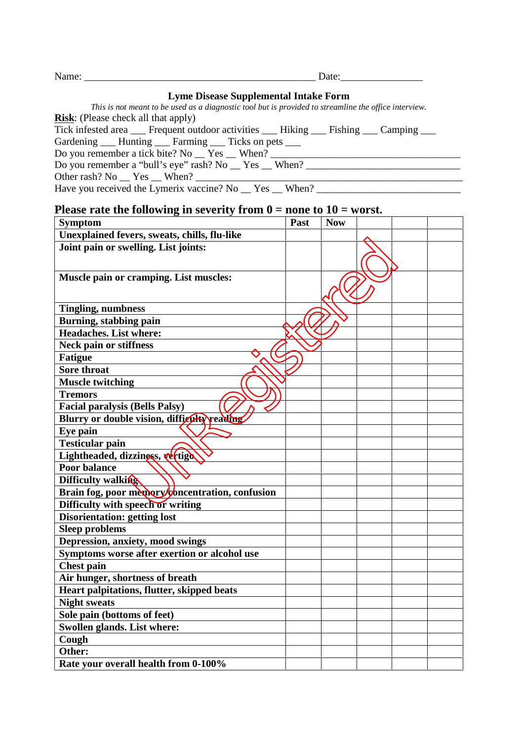Name: _____________________________________________ Date:________________

## Lyme Disease Supplemental Intake Form

*This is not meant to be used as a diagnostic tool but is provided to streamline the office interview.*

**Risk**: (Please check all that apply)

Tick infested area ___ Frequent outdoor activities ___ Hiking ___ Fishing ___ Camping ___
Gardening ___ Hunting ___ Farming ___ Ticks on pets ___

Do you remember a tick bite? No __ Yes __ When? ______________________________________

Do you remember a "bull's eye" rash? No __ Yes __ When? ______________________________

Other rash? No __ Yes __ When? _________________________________________________

Have you received the Lymerix vaccine? No __ Yes __ When? ____________________________

### Please rate the following in severity from 0 = none to 10 = worst.

| Symptom | Past | Now | | | |
|---|---|---|---|---|---|
| **Unexplained fevers, sweats, chills, flu-like** | | | | | |
| **Joint pain or swelling. List joints:** | | | | | |
| **Muscle pain or cramping. List muscles:** | | | | | |
| **Tingling, numbness** | | | | | |
| **Burning, stabbing pain** | | | | | |
| **Headaches. List where:** | | | | | |
| **Neck pain or stiffness** | | | | | |
| **Fatigue** | | | | | |
| **Sore throat** | | | | | |
| **Muscle twitching** | | | | | |
| **Tremors** | | | | | |
| **Facial paralysis (Bells Palsy)** | | | | | |
| **Blurry or double vision, difficulty reading** | | | | | |
| **Eye pain** | | | | | |
| **Testicular pain** | | | | | |
| **Lightheaded, dizziness, vertigo** | | | | | |
| **Poor balance** | | | | | |
| **Difficulty walking** | | | | | |
| **Brain fog, poor memory/concentration, confusion** | | | | | |
| **Difficulty with speech or writing** | | | | | |
| **Disorientation: getting lost** | | | | | |
| **Sleep problems** | | | | | |
| **Depression, anxiety, mood swings** | | | | | |
| **Symptoms worse after exertion or alcohol use** | | | | | |
| **Chest pain** | | | | | |
| **Air hunger, shortness of breath** | | | | | |
| **Heart palpitations, flutter, skipped beats** | | | | | |
| **Night sweats** | | | | | |
| **Sole pain (bottoms of feet)** | | | | | |
| **Swollen glands. List where:** | | | | | |
| **Cough** | | | | | |
| **Other:** | | | | | |
| **Rate your overall health from 0-100%** | | | | | |